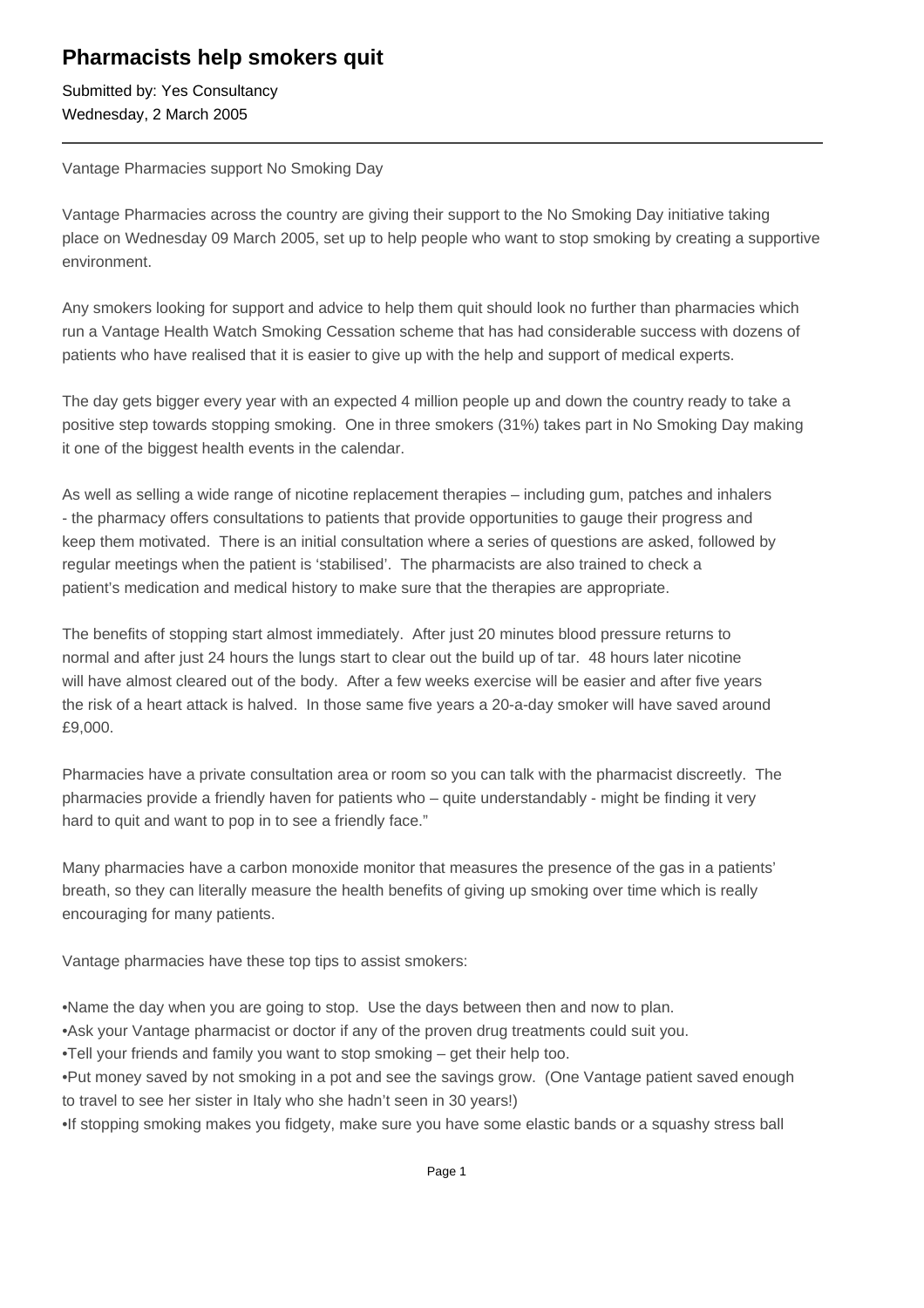# Pharmacists help smokers quit

Submitted by: Yes Consultancy
Wednesday, 2 March 2005

---

Vantage Pharmacies support No Smoking Day

Vantage Pharmacies across the country are giving their support to the No Smoking Day initiative taking place on Wednesday 09 March 2005, set up to help people who want to stop smoking by creating a supportive environment.

Any smokers looking for support and advice to help them quit should look no further than pharmacies which run a Vantage Health Watch Smoking Cessation scheme that has had considerable success with dozens of patients who have realised that it is easier to give up with the help and support of medical experts.

The day gets bigger every year with an expected 4 million people up and down the country ready to take a positive step towards stopping smoking. One in three smokers (31%) takes part in No Smoking Day making it one of the biggest health events in the calendar.

As well as selling a wide range of nicotine replacement therapies – including gum, patches and inhalers - the pharmacy offers consultations to patients that provide opportunities to gauge their progress and keep them motivated. There is an initial consultation where a series of questions are asked, followed by regular meetings when the patient is 'stabilised'. The pharmacists are also trained to check a patient's medication and medical history to make sure that the therapies are appropriate.

The benefits of stopping start almost immediately. After just 20 minutes blood pressure returns to normal and after just 24 hours the lungs start to clear out the build up of tar. 48 hours later nicotine will have almost cleared out of the body. After a few weeks exercise will be easier and after five years the risk of a heart attack is halved. In those same five years a 20-a-day smoker will have saved around £9,000.

Pharmacies have a private consultation area or room so you can talk with the pharmacist discreetly. The pharmacies provide a friendly haven for patients who – quite understandably - might be finding it very hard to quit and want to pop in to see a friendly face."

Many pharmacies have a carbon monoxide monitor that measures the presence of the gas in a patients' breath, so they can literally measure the health benefits of giving up smoking over time which is really encouraging for many patients.

Vantage pharmacies have these top tips to assist smokers:

- Name the day when you are going to stop. Use the days between then and now to plan.
- Ask your Vantage pharmacist or doctor if any of the proven drug treatments could suit you.
- Tell your friends and family you want to stop smoking – get their help too.
- Put money saved by not smoking in a pot and see the savings grow. (One Vantage patient saved enough to travel to see her sister in Italy who she hadn't seen in 30 years!)
- If stopping smoking makes you fidgety, make sure you have some elastic bands or a squashy stress ball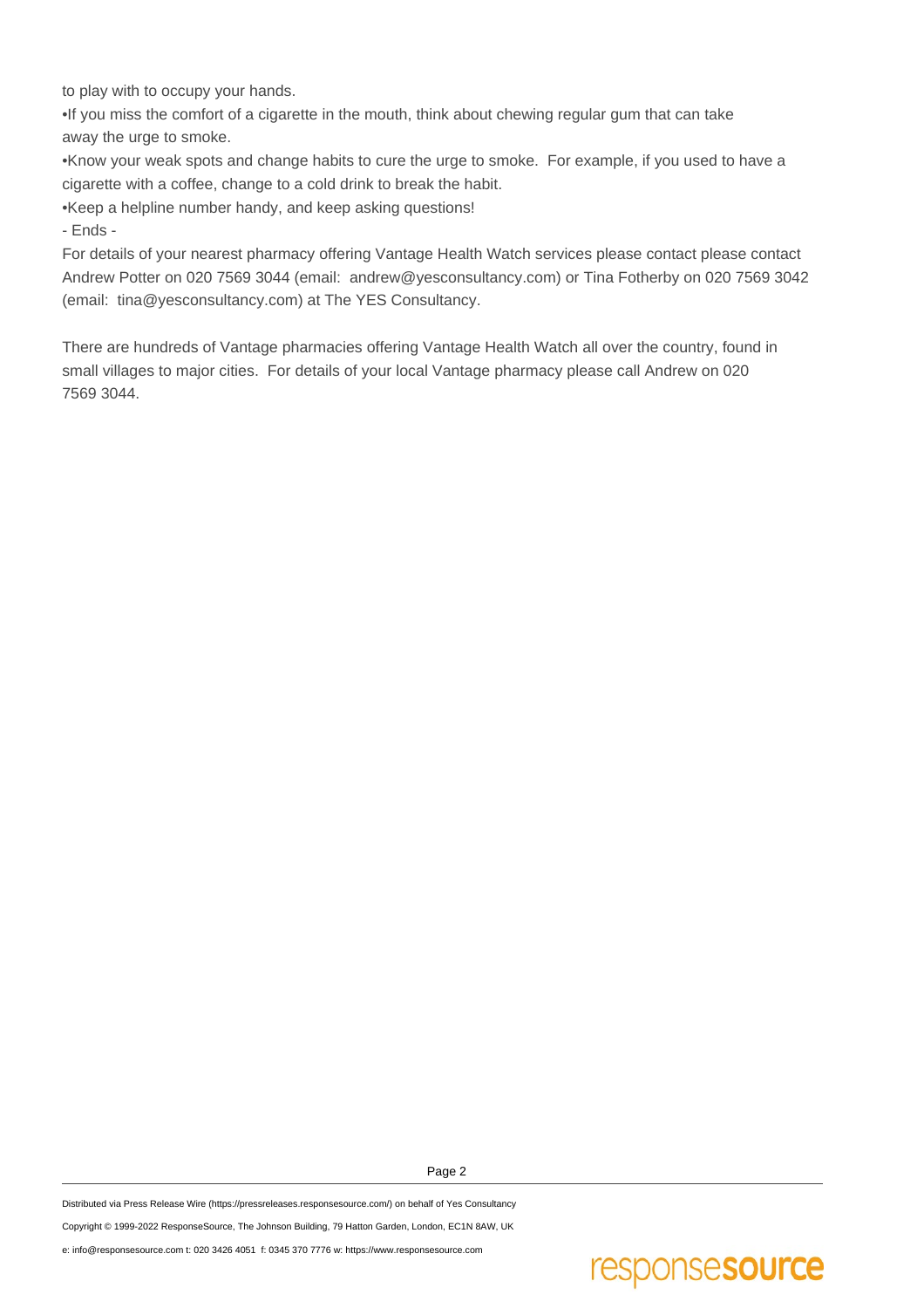to play with to occupy your hands.

•If you miss the comfort of a cigarette in the mouth, think about chewing regular gum that can take away the urge to smoke.

•Know your weak spots and change habits to cure the urge to smoke. For example, if you used to have a cigarette with a coffee, change to a cold drink to break the habit.

•Keep a helpline number handy, and keep asking questions!

- Ends -

For details of your nearest pharmacy offering Vantage Health Watch services please contact please contact Andrew Potter on 020 7569 3044 (email: andrew@yesconsultancy.com) or Tina Fotherby on 020 7569 3042 (email: tina@yesconsultancy.com) at The YES Consultancy.

There are hundreds of Vantage pharmacies offering Vantage Health Watch all over the country, found in small villages to major cities. For details of your local Vantage pharmacy please call Andrew on 020 7569 3044.